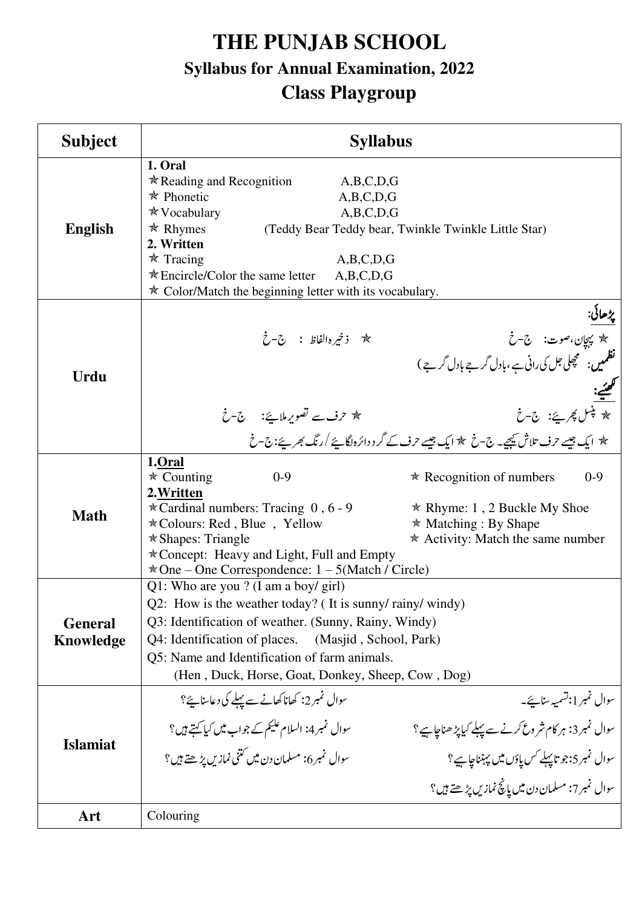# THE PUNJAB SCHOOL

## Syllabus for Annual Examination, 2022

## Class Playgroup

| Subject | Syllabus |
|---|---|
| **English** | **1. Oral**<br>✯Reading and Recognition A,B,C,D,G<br>✯ Phonetic A,B,C,D,G<br>✯Vocabulary A,B,C,D,G<br>✯ Rhymes (Teddy Bear Teddy bear, Twinkle Twinkle Little Star)<br>**2. Written**<br>✯ Tracing A,B,C,D,G<br>✯Encircle/Color the same letter A,B,C,D,G<br>✯ Color/Match the beginning letter with its vocabulary. |
| **Urdu** | **پڑھائی:**<br>✯ پہچان،صوت: ج-خ ✯ ذخیرہ الفاظ : ج-خ<br>**نظمیں:** مچھلی جل کی رانی ہے ، بادل گرجے بادل گرجے )<br>**لکھیئے:**<br>✯ پنسل پھریئے: ج-خ ✯ حرف سے تصویر ملایئے: ج-خ<br>✯ ایک جیسے حرف تلاش کیجیے۔ ج-خ ✯ ایک جیسے حرف کے گرد دائرہ لگایئے / رنگ بھریئے: ج-خ |
| **Math** | **1.Oral**<br>✯ Counting 0-9 ✯ Recognition of numbers 0-9<br>**2.Written**<br>✯Cardinal numbers: Tracing 0 , 6 - 9 ✯ Rhyme: 1 , 2 Buckle My Shoe<br>✯Colours: Red , Blue , Yellow ✯ Matching : By Shape<br>✯Shapes: Triangle ✯ Activity: Match the same number<br>✯Concept: Heavy and Light, Full and Empty<br>✯One – One Correspondence: 1 – 5(Match / Circle) |
| **General Knowledge** | Q1: Who are you ? (I am a boy/ girl)<br>Q2: How is the weather today? ( It is sunny/ rainy/ windy)<br>Q3: Identification of weather. (Sunny, Rainy, Windy)<br>Q4: Identification of places. (Masjid , School, Park)<br>Q5: Name and Identification of farm animals.<br>(Hen , Duck, Horse, Goat, Donkey, Sheep, Cow , Dog) |
| **Islamiat** | سوال نمبر1:تسمیہ سنایئے۔ سوال نمبر2: کھانا کھانے سے پہلے کی دعا سنایئے؟<br>سوال نمبر3: ہر کام شروع کرنے سے پہلے کیا پڑھنا چاہیے ؟ سوال نمبر4: السلام علیکم کے جواب میں کیا کہتے ہیں؟<br>سوال نمبر5:جوتا پہلے کس پاؤں میں پہننا چاہیے ؟ سوال نمبر6: مسلمان دن میں کتنی نمازیں پڑھتے ہیں؟<br>سوال نمبر7: مسلمان دن میں پانچ نمازیں پڑھتے ہیں؟ |
| **Art** | Colouring |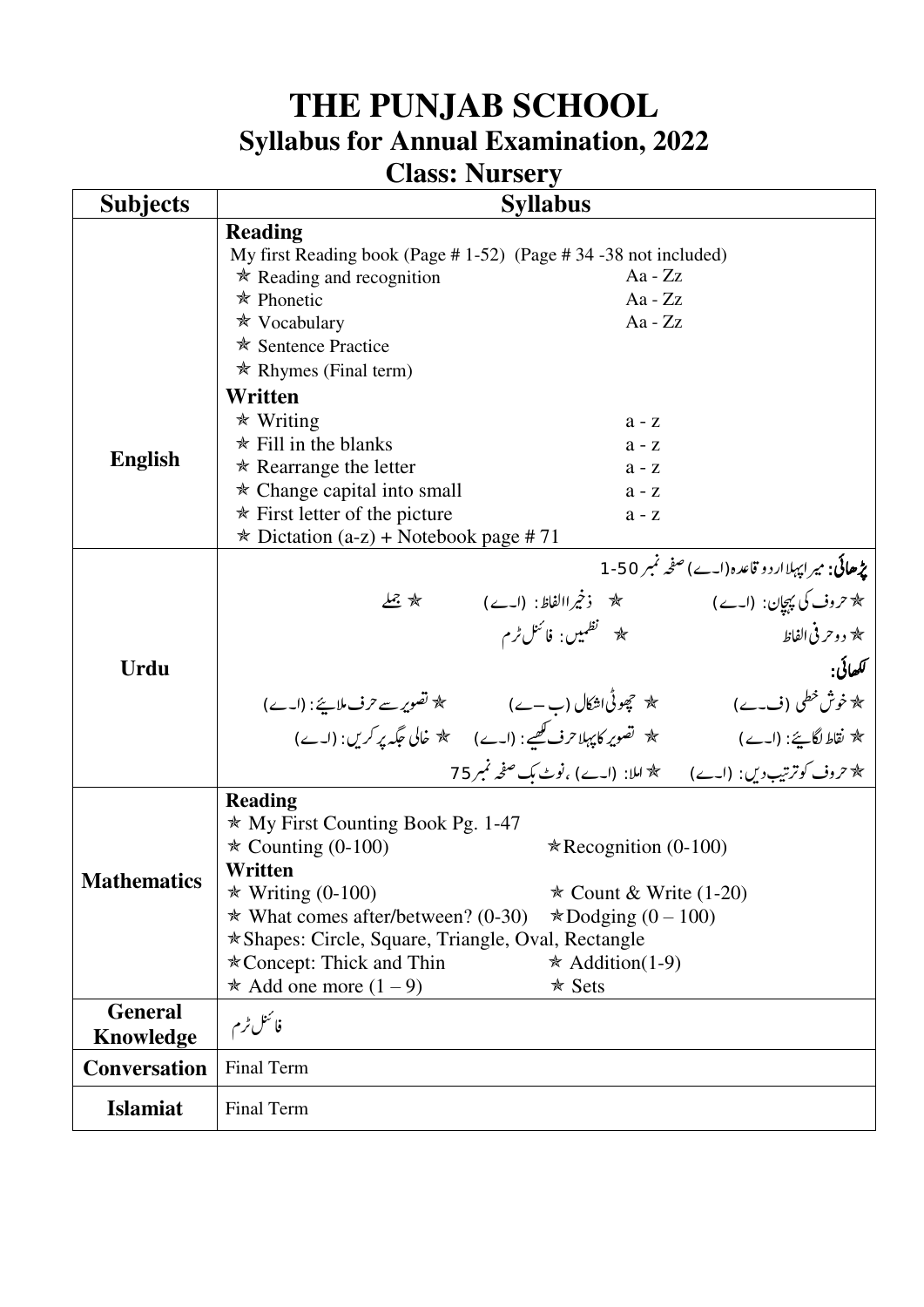# THE PUNJAB SCHOOL

## Syllabus for Annual Examination, 2022

## Class: Nursery

| Subjects | Syllabus |
| --- | --- |
| **English** | **Reading**<br>My first Reading book (Page # 1-52) (Page # 34 -38 not included)<br>✯ Reading and recognition Aa - Zz<br>✯ Phonetic Aa - Zz<br>✯ Vocabulary Aa - Zz<br>✯ Sentence Practice<br>✯ Rhymes (Final term)<br>**Written**<br>✯ Writing a - z<br>✯ Fill in the blanks a - z<br>✯ Rearrange the letter a - z<br>✯ Change capital into small a - z<br>✯ First letter of the picture a - z<br>✯ Dictation (a-z) + Notebook page # 71 |
| **Urdu** | **پڑھائی:** میرا پہلا اردو قاعدہ(ا۔ے) صفحہ نمبر 1-50<br>✯ حروف کی پہچان: (ا۔ے) ✯ ذخیرا الفاظ: (ا۔ے) ✯ جملے<br>✯ دو حرفی الفاظ ✯ نظمیں: فائنل ٹرم<br>**لکھائی:**<br>✯ خوش خطی (ف۔ے) ✯ چھوٹی اشکال (ب ۔ے) ✯ تصویر سے حرف ملایئے: (ا۔ے)<br>✯ نقاط لگایئے: (ا۔ے) ✯ تصویر کا پہلا حرف لکھیے: (ا۔ے) ✯ خالی جگہ پر کریں: (ا۔ے)<br>✯ حروف کو ترتیب دیں: (ا۔ے) ✯ املا: (ا۔ے) ، نوٹ بک صفحہ نمبر 75 |
| **Mathematics** | **Reading**<br>✯ My First Counting Book Pg. 1-47<br>✯ Counting (0-100) ✯ Recognition (0-100)<br>**Written**<br>✯ Writing (0-100) ✯ Count & Write (1-20)<br>✯ What comes after/between? (0-30) ✯ Dodging (0 – 100)<br>✯ Shapes: Circle, Square, Triangle, Oval, Rectangle<br>✯ Concept: Thick and Thin ✯ Addition(1-9)<br>✯ Add one more (1 – 9) ✯ Sets |
| **General Knowledge** | فائنل ٹرم |
| **Conversation** | Final Term |
| **Islamiat** | Final Term |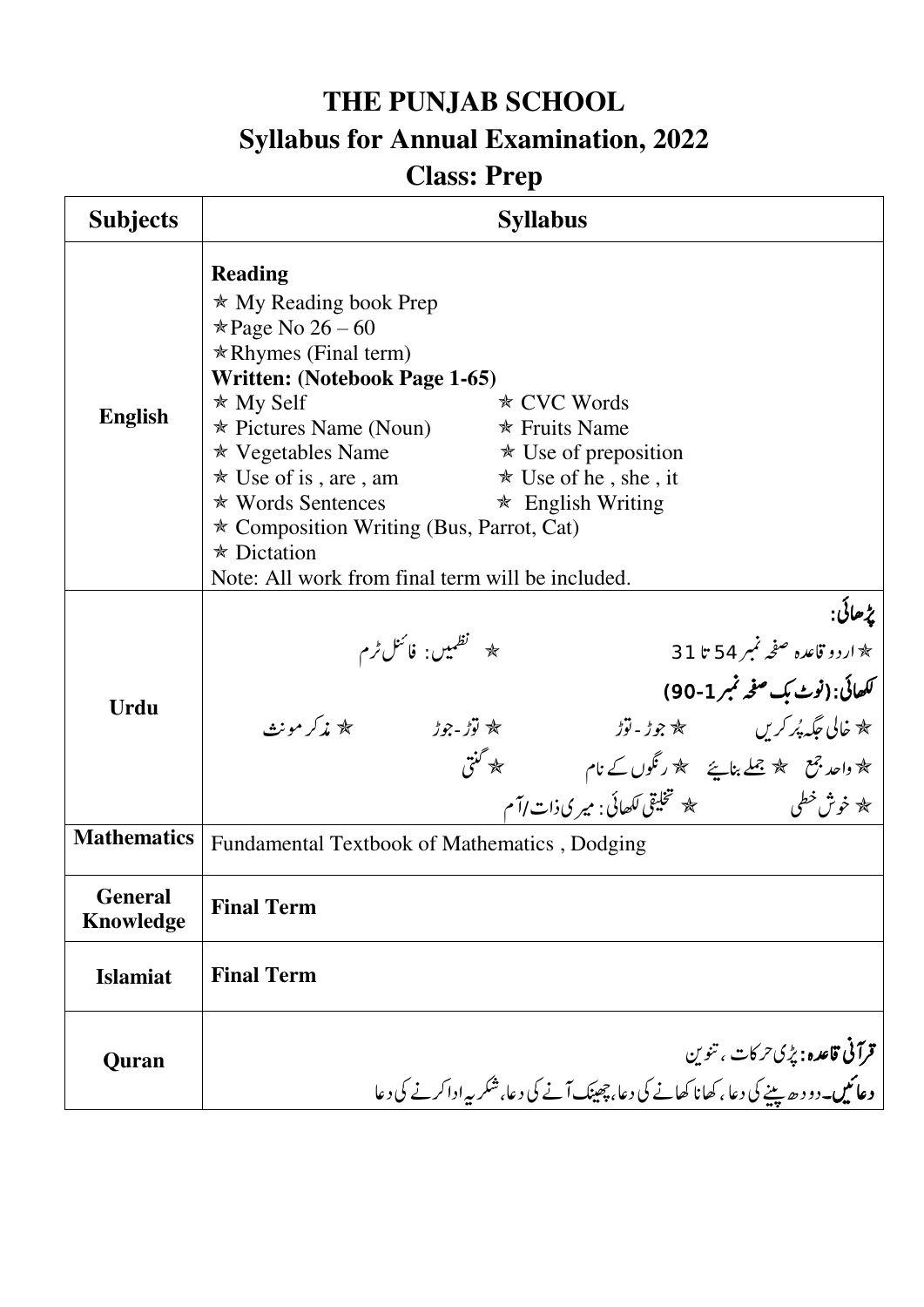# THE PUNJAB SCHOOL
## Syllabus for Annual Examination, 2022
## Class: Prep

| Subjects | Syllabus |
|---|---|
| **English** | **Reading**<br>☆ My Reading book Prep<br>☆Page No 26 – 60<br>☆Rhymes (Final term)<br>**Written: (Notebook Page 1-65)**<br>☆ My Self ☆ CVC Words<br>☆ Pictures Name (Noun) ☆ Fruits Name<br>☆ Vegetables Name ☆ Use of preposition<br>☆ Use of is , are , am ☆ Use of he , she , it<br>☆ Words Sentences ☆ English Writing<br>☆ Composition Writing (Bus, Parrot, Cat)<br>☆ Dictation<br>Note: All work from final term will be included. |
| **Urdu** | **پڑھائی:**<br>☆اردو قاعدہ صفحہ نمبر 54 تا 31 ☆ نظمیں: فائنل ٹرم<br>**لکھائی: (نوٹ بک صفحہ نمبر 1-90)**<br>☆ خالی جگہ پُر کریں ☆ جوڑ - توڑ ☆ توڑ - جوڑ ☆ مذکر مونث<br>☆ واحد جمع ☆ جملے بنایئے ☆ رنگوں کے نام ☆ گنتی<br>☆ خوش خطی ☆ تخلیقی لکھائی: میری ذات/آم |
| **Mathematics** | Fundamental Textbook of Mathematics , Dodging |
| **General Knowledge** | **Final Term** |
| **Islamiat** | **Final Term** |
| **Quran** | **قرآنی قاعدہ:** بڑی حرکات ، تنوین<br>**دعائیں۔** دودھ پینے کی دعا، کھانا کھانے کی دعا، چھینک آنے کی دعا، شکریہ ادا کرنے کی دعا |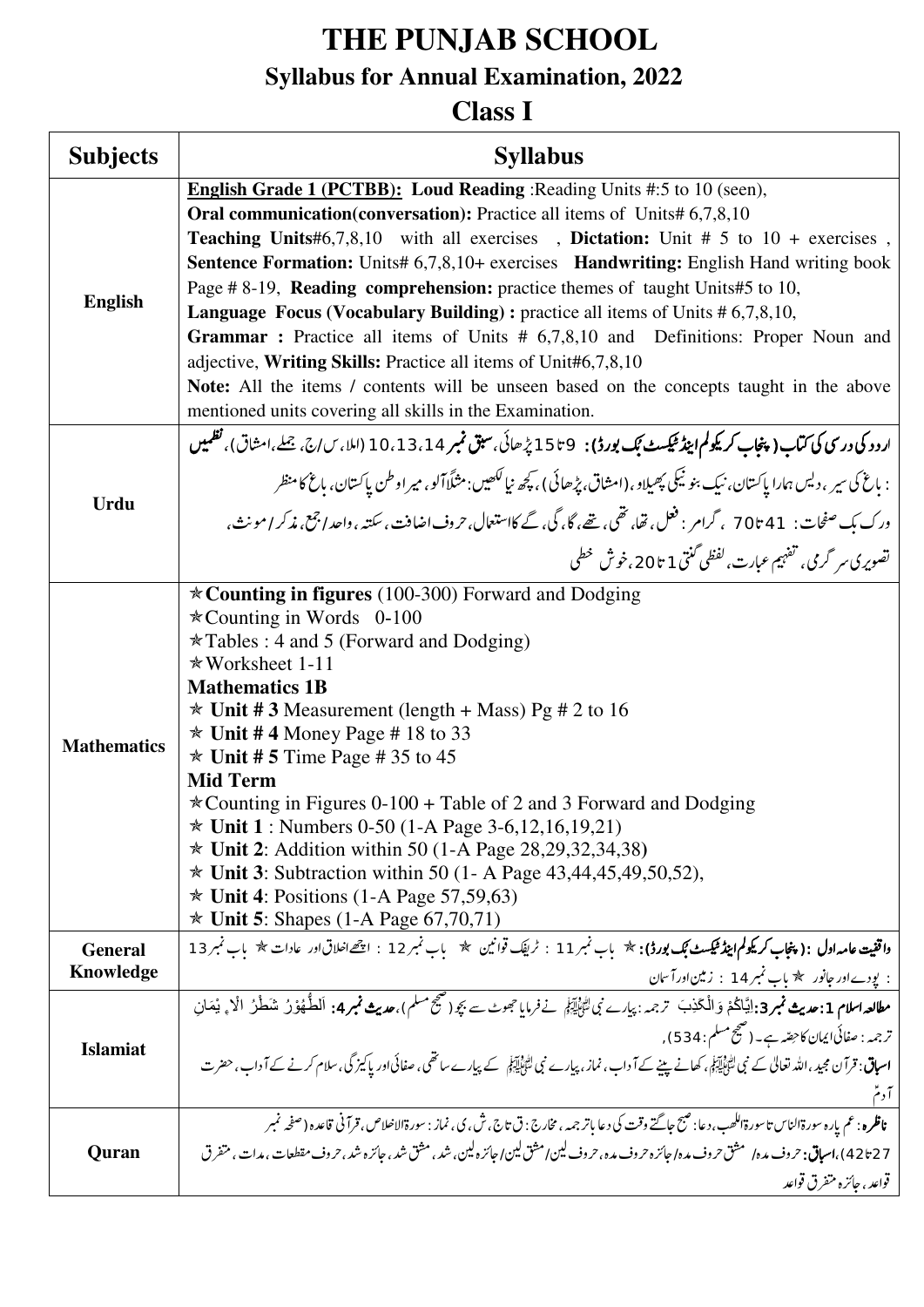# THE PUNJAB SCHOOL

## Syllabus for Annual Examination, 2022

## Class I

| Subjects | Syllabus |
|---|---|
| **English** | **English Grade 1 (PCTBB): Loud Reading** :Reading Units #:5 to 10 (seen), **Oral communication(conversation):** Practice all items of Units# 6,7,8,10 **Teaching Units**#6,7,8,10 with all exercises , **Dictation:** Unit # 5 to 10 + exercises , **Sentence Formation:** Units# 6,7,8,10+ exercises **Handwriting:** English Hand writing book Page # 8-19, **Reading comprehension:** practice themes of taught Units#5 to 10, **Language Focus (Vocabulary Building) :** practice all items of Units # 6,7,8,10, **Grammar :** Practice all items of Units # 6,7,8,10 and Definitions: Proper Noun and adjective, **Writing Skills:** Practice all items of Unit#6,7,8,10 **Note:** All the items / contents will be unseen based on the concepts taught in the above mentioned units covering all skills in the Examination. |
| **Urdu** | **اردو کی درسی کی کتاب (پنجاب کریکولم اینڈ ٹیکسٹ بک بورڈ): 9 تا 15 پڑھائی، سبق نمبر 14، 13، 10 (املا، س/ج، جملے، امشاق)، نظمیں** : باغ کی سیر، دیس ہمارا پاکستان، نیک بنو نیکی پھیلاو، (امشاق، پڑھائی)، کچھ نیا لکھیں: مثلاً آلو، میرا وطن پاکستان، باغ کا منظر ورک بک صفحات: 41 تا 70 ، گرامر: فعل، تھا، تھی، تھے، گا، گی، گے کا استعمال، حروف اضافت، سکتہ، واحد/جمع، مذکر/مونث، تصویری سر گرمی، تفہیم عبارت، لفظی گنتی 1 تا 20، خوش خطی |
| **Mathematics** | ☆**Counting in figures** (100-300) Forward and Dodging<br>☆Counting in Words 0-100<br>☆Tables : 4 and 5 (Forward and Dodging)<br>☆Worksheet 1-11<br>**Mathematics 1B**<br>☆ **Unit # 3** Measurement (length + Mass) Pg # 2 to 16<br>☆ **Unit # 4** Money Page # 18 to 33<br>☆ **Unit # 5** Time Page # 35 to 45<br>**Mid Term**<br>☆Counting in Figures 0-100 + Table of 2 and 3 Forward and Dodging<br>☆ **Unit 1** : Numbers 0-50 (1-A Page 3-6,12,16,19,21)<br>☆ **Unit 2**: Addition within 50 (1-A Page 28,29,32,34,38)<br>☆ **Unit 3**: Subtraction within 50 (1- A Page 43,44,45,49,50,52),<br>☆ **Unit 4**: Positions (1-A Page 57,59,63)<br>☆ **Unit 5**: Shapes (1-A Page 67,70,71) |
| **General Knowledge** | **واقفیت عامہ اول : (پنجاب کریکولم اینڈ ٹیکسٹ بک بورڈ):** ☆ باب نمبر 11 : ٹریفک قوانین ☆ باب نمبر 12 : اچھے اخلاق اور عادات ☆ باب نمبر 13 : پودے اور جانور ☆ باب نمبر 14 : زمین اور آسمان |
| **Islamiat** | **مطالعہ اسلام 1: حدیث نمبر 3:** اِيَّاكُمْ وَالْكَذِبَ ترجمہ: پیارے نبی ﷺ نے فرمایا جھوٹ سے بچو (صحیح مسلم)، **حدیث نمبر 4:** اَلطُّهُوْرُ شَطْرُ الْاِ يْمَانِ ترجمہ: صفائی ایمان کا حصہ ہے۔ (صحیح مسلم: 534)، **اسباق:** قرآن مجید، اللہ تعالیٰ کے نبی ﷺ، کھانے پینے کے آداب، نماز، پیارے نبی ﷺ کے پیارے ساتھی، صفائی اور پاکیزگی، سلام کرنے کے آداب، حضرت آدمؑ |
| **Quran** | **ناظرہ:** عم پارہ سورۃ الناس تا سورۃ اللھب، دعا: صبح جاگتے وقت کی دعا با ترجمہ، مخارج: ق ت ج، ش، ی، نماز: سورۃ الاخلاص، قرآنی قاعدہ (صفحہ نمبر 27 تا 42)، **اسباق:** حروف مدہ/ مشق حروف مدہ/ جائزہ حروف مدہ، حروف لین/ مشق لین/ جائزہ لین، شد، مشق شد، جائزہ شد، حروف مقطعات، مدات، متفرق قواعد، جائزہ متفرق قواعد |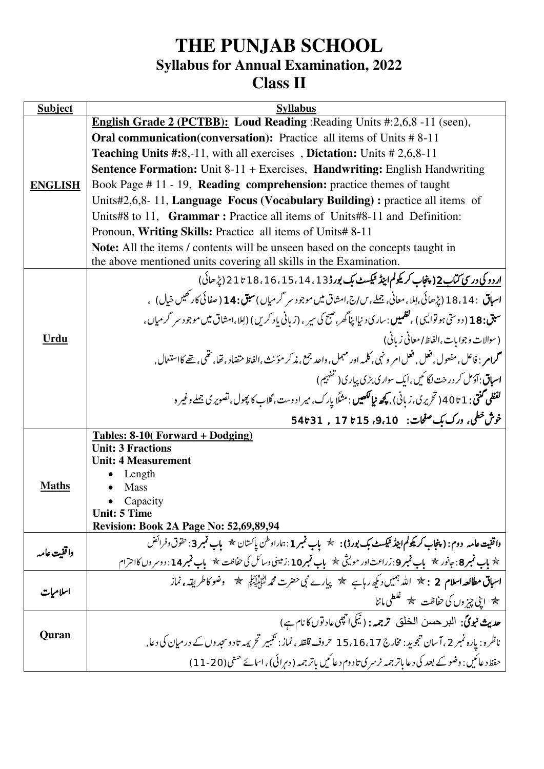# THE PUNJAB SCHOOL

## Syllabus for Annual Examination, 2022

## Class II

| Subject | Syllabus |
|---|---|
| **ENGLISH** | **English Grade 2 (PCTBB): Loud Reading** :Reading Units #:2,6,8 -11 (seen), **Oral communication(conversation):** Practice all items of Units # 8-11 **Teaching Units #:**8,-11, with all exercises , **Dictation:** Units # 2,6,8-11 **Sentence Formation:** Unit 8-11 + Exercises, **Handwriting:** English Handwriting Book Page # 11 - 19, **Reading comprehension:** practice themes of taught Units#2,6,8- 11, **Language Focus (Vocabulary Building) :** practice all items of Units#8 to 11, **Grammar :** Practice all items of Units#8-11 and Definition: Pronoun, **Writing Skills:** Practice all items of Units# 8-11<br>**Note:** All the items / contents will be unseen based on the concepts taught in the above mentioned units covering all skills in the Examination. |
| **Urdu** | **اردو کی درسی کتاب 2 (پنجاب کریکولم اینڈ ٹیکسٹ بک بورڈ 13، 14، 15، 16، 18 تا 21 (پڑھائی)**<br>**اسباق** : 18،14 (پڑھائی، املا، معانی، جملے، س/ج، امشاق میں موجود سر گرمیاں) **سبق: 14** (صفائی کا رکھیں خیال) ،<br>**سبق: 18** (دوستی ہو تو ایسی) ، **نظمیں**: ساری دنیا اپنا گھر، صبح کی سیر ، (زبانی یاد کریں) (املا، امشاق میں موجود سر گرمیاں ،<br>(سوالات وجوابات، الفاظ/معانی زبانی)<br>**گرامر**: فاعل، مفعول، فعل، فعل امر و نہی، کلمہ اور مہمل، واحد جمع، مذکر مؤنث، الفاظ متضاد، تھا، تھی، تھے کا استعمال ,<br>**اسباق**: آؤ مل کر درخت لگائیں، ایک سواری بڑی پیاری (تفہیم)<br>**لفظی گنتی**: 1 تا 40 (تحریری، زبانی) ,**کچھ نیا لکھیں**: مثلاً پارک، میرا دوست، گلاب کا پھول، تصویری جملے وغیرہ<br>**خوش خطی، ورک بک صفحات: 9،10، 15 تا 17 , 31 تا 54** |
| **Maths** | **Tables: 8-10( Forward + Dodging)**<br>**Unit: 3 Fractions**<br>**Unit: 4 Measurement**<br>• Length<br>• Mass<br>• Capacity<br>**Unit: 5 Time**<br>**Revision: Book 2A Page No: 52,69,89,94** |
| **واقفیت عامہ** | **واقفیت عامہ دوم: (پنجاب کریکولم اینڈ ٹیکسٹ بک بورڈ):** ☆ **باب نمبر 1**: ہمارا وطن پاکستان ☆ **باب نمبر 3**: حقوق و فرائض<br>☆ **باب نمبر 8**: جانور ☆ **باب نمبر 9**: زراعت اور مویشی ☆ **باب نمبر 10**: زمینی وسائل کی حفاظت ☆ **باب نمبر 14**: دوسروں کا احترام |
| **اسلامیات** | **اسباق مطالعہ اسلام 2** : ☆ اللہ ہمیں دیکھ رہا ہے ☆ پیارے نبی حضرت محمد ﷺ ☆ وضو کا طریقہ، نماز<br>☆ اپنی چیزوں کی حفاظت ☆ غلطی ماننا |
| **Quran** | **حدیث نبویؐ**: البرحسن الخلق **ترجمہ**: (نیکی اچھی عادتوں کا نام ہے)<br>ناظرہ: پارہ نمبر 2، آسان تجوید: مخارج 15،16،17 حروف قلقلہ ، نماز: تکبیر تحریمہ تا دو سجدوں کے درمیان کی دعا,<br>حفظ دعائیں: وضو کے بعد کی دعا با ترجمہ نرسری تا دوم دعائیں با ترجمہ (دہرائی)، اسمائے حسنٰی (11-20) |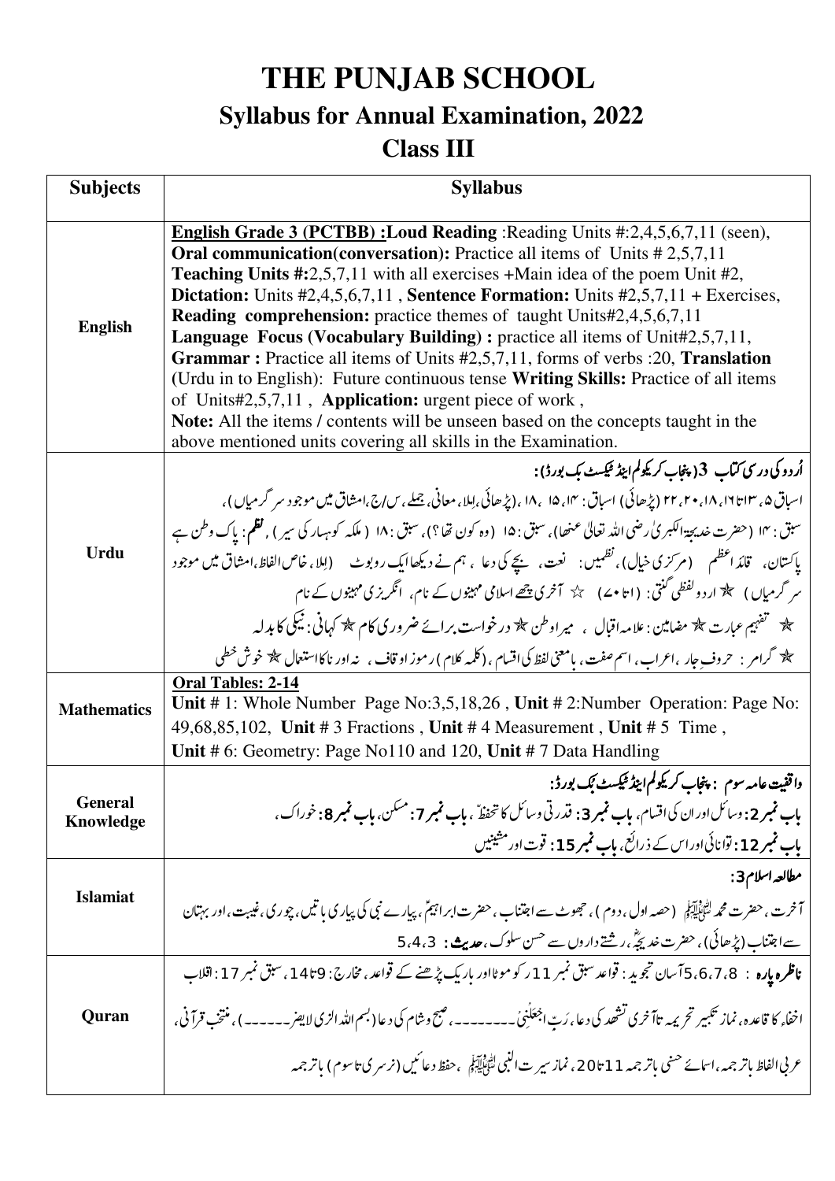# THE PUNJAB SCHOOL

## Syllabus for Annual Examination, 2022

## Class III

| Subjects | Syllabus |
|---|---|
| **English** | **English Grade 3 (PCTBB) :Loud Reading** :Reading Units #:2,4,5,6,7,11 (seen), **Oral communication(conversation):** Practice all items of Units # 2,5,7,11 **Teaching Units #:**2,5,7,11 with all exercises +Main idea of the poem Unit #2, **Dictation:** Units #2,4,5,6,7,11 , **Sentence Formation:** Units #2,5,7,11 + Exercises, **Reading comprehension:** practice themes of taught Units#2,4,5,6,7,11 **Language Focus (Vocabulary Building) :** practice all items of Unit#2,5,7,11, **Grammar :** Practice all items of Units #2,5,7,11, forms of verbs :20, **Translation** (Urdu in to English): Future continuous tense **Writing Skills:** Practice of all items of Units#2,5,7,11 , **Application:** urgent piece of work , **Note:** All the items / contents will be unseen based on the concepts taught in the above mentioned units covering all skills in the Examination. |
| **Urdu** | **اُردو کی درسی کتاب 3(پنجاب کریکولم اینڈ ٹیکسٹ بک بورڈ):** اسباق ۵، ۱۳تا۱۶، ۱۸، ۲۰، ۲۲ (پڑھائی) اسباق : ۱۴، ۱۵ ، ۱۸ ، (پڑھائی،اِملا، معانی، جملے، س/ج،امشاق میں موجود سر گرمیاں)، سبق : ۱۴ (حضرت خدیجۃالکبریٰ رضی اللہ تعالیٰ عنھا)، سبق : ۱۵ (وہ کون تھا؟)، سبق : ۱۸ (ملکہ کوہسار کی سیر)، **نظم** : پاک وطن ہے پاکستان، قائداعظم (مرکزی خیال)، نظمیں: نعت، بچے کی دعا ، ہم نے دیکھا ایک روبوٹ (اِملا، خاص الفاظ،امشاق میں موجود سر گرمیاں) ★ اردو لفظی گنتی: (۱تا۷۰) ☆ آخری چھے اسلامی مہینوں کے نام، انگریزی مہینوں کے نام ★ تفہیم عبارت ★ مضامین : علامہ اقبال ، میرا وطن ★ درخواست برائے ضروری کام ★ کہانی : نیکی کا بدلہ ★ گرامر : حروفِ جار ،اعراب، اسم صفت، بامعنی لفظ کی اقسام، (کلمہ کلام) رموزِ اوقاف ، نہ اور نا کا استعمال ★ خوش خطی |
| **Mathematics** | **Oral Tables: 2-14** **Unit** # 1: Whole Number Page No:3,5,18,26 , **Unit** # 2:Number Operation: Page No: 49,68,85,102, **Unit** # 3 Fractions , **Unit** # 4 Measurement , **Unit** # 5 Time , **Unit** # 6: Geometry: Page No110 and 120, **Unit** # 7 Data Handling |
| **General Knowledge** | **واقفیت عامہ سوم : پنجاب کریکولم اینڈ ٹیکسٹ بک بورڈ:** **باب نمبر2:** وسائل اور ان کی اقسام، **باب نمبر3:** قدرتی وسائل کا تحفظ، **باب نمبر7:** مسکن، **باب نمبر8:** خوراک، **باب نمبر12:** توانائی اور اس کے ذرائع، **باب نمبر15:** قوت اور مشینیں |
| **Islamiat** | **مطالعہ اسلام3:** آخرت، حضرت محمد ﷺ (حصہ اول، دوم)، جھوٹ سے اجتناب، حضرت ابراہیمؑ، پیارے نبی کی پیاری باتیں، چوری، غیبت، اور بہتان سے اجتناب (پڑھائی)، حضرت خدیجہؓ، رشتے داروں سے حسن سلوک، **حدیث** : 5،4،3 |
| **Quran** | **ناظرہ پارہ** : 8، 7، 6، 5آسان تجوید: قواعد سبق نمبر 11 ر کو موٹا اور باریک پڑھنے کے قواعد، مخارج: 9تا14، سبق نمبر 17: اقلاب اخفاء کا قاعدہ، نماز تکبیر تحریمہ تا آخری تشہد کی دعا، رَبِّ اجْعَلْنِیْ۔۔۔۔۔۔۔۔، صبح وشام کی دعا (بسم اللہ الذی لایضر۔۔۔۔۔۔)، منتخب قرآنی، عربی الفاظ با ترجمہ، اسمائے حسنیٰ با ترجمہ 11تا20، نماز سیرت النبی ﷺ ، حفظ دعائیں (نرسری تا سوم) با ترجمہ |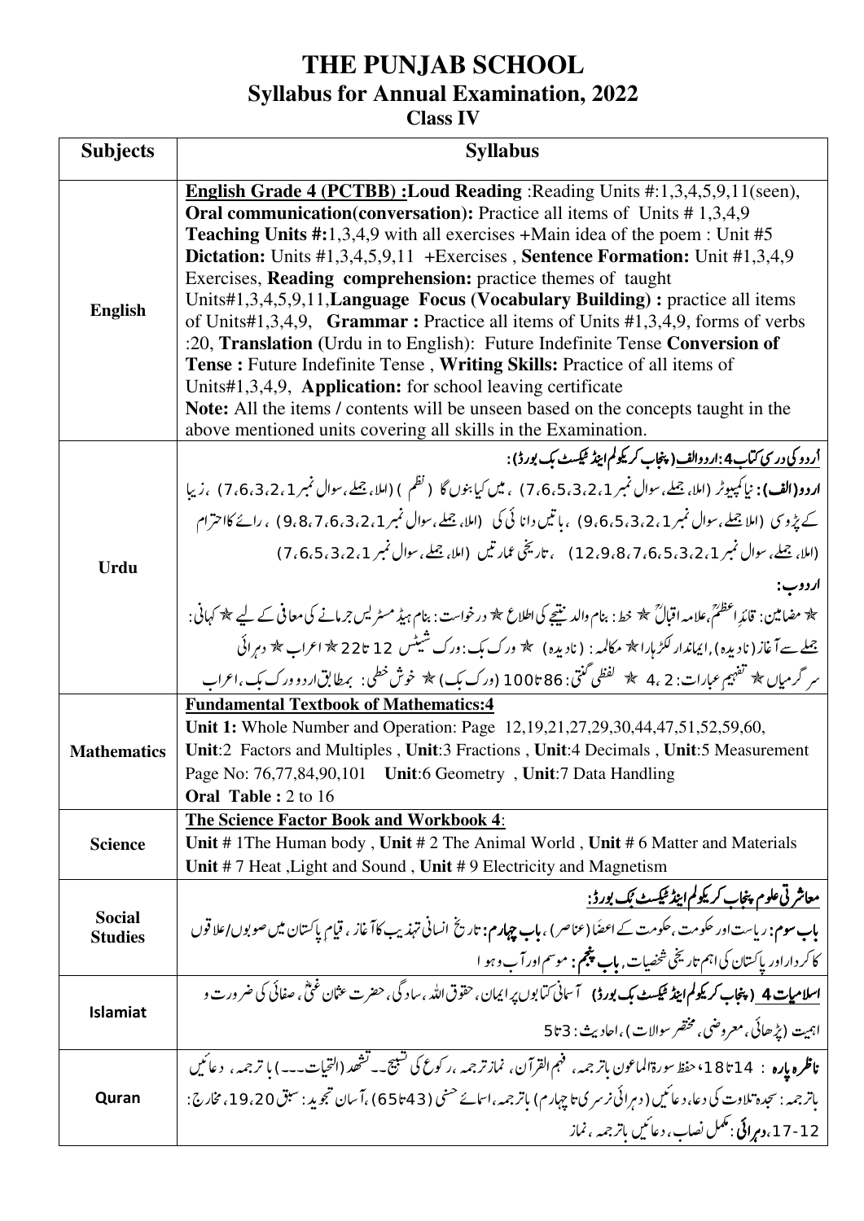# THE PUNJAB SCHOOL
## Syllabus for Annual Examination, 2022
### Class IV

| Subjects | Syllabus |
|---|---|
| **English** | **English Grade 4 (PCTBB) :Loud Reading** :Reading Units #:1,3,4,5,9,11(seen), **Oral communication(conversation):** Practice all items of Units # 1,3,4,9 **Teaching Units #:**1,3,4,9 with all exercises +Main idea of the poem : Unit #5 **Dictation:** Units #1,3,4,5,9,11 +Exercises , **Sentence Formation:** Unit #1,3,4,9 Exercises, **Reading comprehension:** practice themes of taught Units#1,3,4,5,9,11,**Language Focus (Vocabulary Building) :** practice all items of Units#1,3,4,9, **Grammar :** Practice all items of Units #1,3,4,9, forms of verbs :20, **Translation** (Urdu in to English): Future Indefinite Tense **Conversion of Tense :** Future Indefinite Tense , **Writing Skills:** Practice of all items of Units#1,3,4,9, **Application:** for school leaving certificate<br>**Note:** All the items / contents will be unseen based on the concepts taught in the above mentioned units covering all skills in the Examination. |
| **Urdu** | **اُردو کی درسی کتاب4:اردوالف(پنجاب کریکولم اینڈ ٹیکسٹ بک بورڈ):**<br>**اردو(الف):** نیا کمپیوٹر (املا، جملے، سوال نمبر1، 2، 3، 5، 6، 7) ، میں کیا بنوں گا (نظم ) (املا، جملے، سوال نمبر1، 2، 3، 6، 7) ، زیبا کے پڑوسی (املا جملے، سوال نمبر1، 2، 3، 5، 6، 9) ، باتیں دانائی کی (املا، جملے، سوال نمبر1، 2، 3، 6، 7، 8، 9) ، رائے کا احترام (املا، جملے، سوال نمبر1، 2، 3، 5، 6، 7، 8، 9، 12) ، تاریخی عمارتیں (املا، جملے، سوال نمبر 1، 2، 3، 5، 6، 7)<br>**اردو ب:**<br>٭ مضامین: قائدِاعظمؒ، علامہ اقبالؒ ٭ خط: بنام والد نتیجے کی اطلاع ٭ درخواست: بنام ہیڈ مسٹریس جرمانے کی معافی کے لیے ٭ کہانی: جملے سے آغاز (نادیدہ)، ایماندار لکڑہارا ٭ مکالمہ: (نادیدہ) ٭ ورک بک: ورک شیٹس 12 تا 22 ٭ اعراب ٭ دہرائی سرگرمیاں ٭ تفہیمِ عبارات: 2، 4 ٭ لفظی گنتی: 86 تا 100 (ورک بک) ٭ خوش خطی: بمطابق اردو ورک بک، اعراب |
| **Mathematics** | **Fundamental Textbook of Mathematics:4**<br>**Unit 1:** Whole Number and Operation: Page 12,19,21,27,29,30,44,47,51,52,59,60, **Unit**:2 Factors and Multiples , **Unit**:3 Fractions , **Unit**:4 Decimals , **Unit**:5 Measurement Page No: 76,77,84,90,101 **Unit**:6 Geometry , **Unit**:7 Data Handling<br>**Oral Table :** 2 to 16 |
| **Science** | **The Science Factor Book and Workbook 4**:<br>**Unit** # 1The Human body , **Unit** # 2 The Animal World , **Unit** # 6 Matter and Materials **Unit** # 7 Heat ,Light and Sound , **Unit** # 9 Electricity and Magnetism |
| **Social Studies** | **معاشرتی علوم پنجاب کریکولم اینڈ ٹیکسٹ بک بورڈ:**<br>**باب سوم:** ریاست اور حکومت، حکومت کے اعضا (عناصر) ، **باب چہارم:** تاریخ انسانی تہذیب کا آغاز، قیامِ پاکستان میں صوبوں/علاقوں کا کردار اور پاکستان کی اہم تاریخی شخصیات، **باب پنجم:** موسم اور آب و ہوا |
| **Islamiat** | **اسلامیات 4 (پنجاب کریکولم اینڈ ٹیکسٹ بک بورڈ)** آسمانی کتابوں پر ایمان، حقوق اللہ، سادگی، حضرت عثمان غنیؓ، صفائی کی ضرورت و اہمیت (پڑھائی، معروضی، مختصر سوالات) ، احادیث: 3 تا 5 |
| **Quran** | **ناظرہ پارہ** : 14 تا 18، حفظ سورۃ الماعون باترجمہ، فہم القرآن، نماز ترجمہ، رکوع کی تسبیح۔۔ تشہد (التحیات۔۔۔) باترجمہ، دعائیں باترجمہ: سجدہ تلاوت کی دعا، دعائیں (دہرائی نرسری تا چہارم) باترجمہ، اسمائے حسنیٰ (43 تا 65)، آسان تجوید: سبق 19، 20، مخارج: 12-17، **دہرائی:** مکمل نصاب، دعائیں باترجمہ، نماز |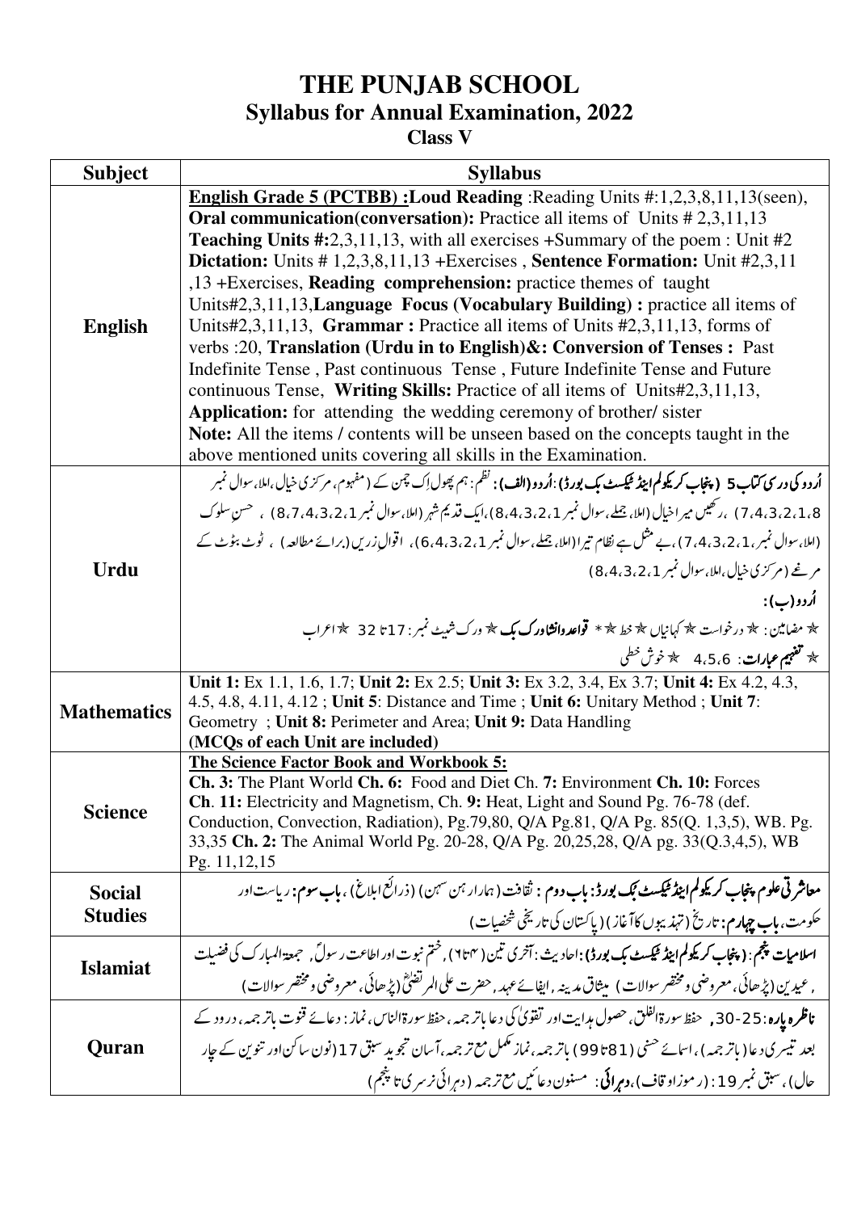# THE PUNJAB SCHOOL
## Syllabus for Annual Examination, 2022
### Class V

| Subject | Syllabus |
|---|---|
| **English** | **English Grade 5 (PCTBB) :Loud Reading** :Reading Units #:1,2,3,8,11,13(seen), **Oral communication(conversation):** Practice all items of Units # 2,3,11,13 **Teaching Units #:**2,3,11,13, with all exercises +Summary of the poem : Unit #2 **Dictation:** Units # 1,2,3,8,11,13 +Exercises , **Sentence Formation:** Unit #2,3,11 ,13 +Exercises, **Reading comprehension:** practice themes of taught Units#2,3,11,13,**Language Focus (Vocabulary Building) :** practice all items of Units#2,3,11,13, **Grammar :** Practice all items of Units #2,3,11,13, forms of verbs :20, **Translation (Urdu in to English)&: Conversion of Tenses :** Past Indefinite Tense , Past continuous Tense , Future Indefinite Tense and Future continuous Tense, **Writing Skills:** Practice of all items of Units#2,3,11,13, **Application:** for attending the wedding ceremony of brother/ sister<br>**Note:** All the items / contents will be unseen based on the concepts taught in the above mentioned units covering all skills in the Examination. |
| **Urdu** | **اُردو کی درسی کتاب5 (پنجاب کریکولم اینڈ ٹیکسٹ بک بورڈ):اُردو(الف):** نظم: ہم پھول اِک چمن کے (مفہوم، مرکزی خیال،املا،سوال نمبر 1،2،3،4،7) ، رکھیں میرا خیال (املا، جملے،سوال نمبر1،2،3،4،8)،ایک قدیم شہر (املا،سوال نمبر1،2،3،4،7،8) ، حسنِ سلوک (املا،سوال نمبر1،2،3،4،7)،بے مثل ہے نظام تیرا (املا، جملے،سوال نمبر1،2،3،4،6)، اقوالِ زریں(برائے مطالعہ) ، ٹوٹ بٹوٹ کے مرغے (مرکزی خیال،املا،سوال نمبر1،2،3،4،8)<br>**اُردو(ب):**<br>☆ مضامین: ☆ درخواست ☆ کہانیاں ☆ خط ☆* **قواعدوانشاورک بک** ☆ ورک شیٹ نمبر: 17تا 32 ☆اعراب<br>☆ **تفہیم عبارات**: 4،5،6 ☆ خوش خطی |
| **Mathematics** | **Unit 1:** Ex 1.1, 1.6, 1.7; **Unit 2:** Ex 2.5; **Unit 3:** Ex 3.2, 3.4, Ex 3.7; **Unit 4:** Ex 4.2, 4.3, 4.5, 4.8, 4.11, 4.12 ; **Unit 5**: Distance and Time ; **Unit 6:** Unitary Method ; **Unit 7**: Geometry ; **Unit 8:** Perimeter and Area; **Unit 9:** Data Handling<br>**(MCQs of each Unit are included)** |
| **Science** | **The Science Factor Book and Workbook 5:**<br>**Ch. 3:** The Plant World **Ch. 6:** Food and Diet Ch. **7:** Environment **Ch. 10:** Forces **Ch**. **11:** Electricity and Magnetism, Ch. **9:** Heat, Light and Sound Pg. 76-78 (def. Conduction, Convection, Radiation), Pg.79,80, Q/A Pg.81, Q/A Pg. 85(Q. 1,3,5), WB. Pg. 33,35 **Ch. 2:** The Animal World Pg. 20-28, Q/A Pg. 20,25,28, Q/A pg. 33(Q.3,4,5), WB Pg. 11,12,15 |
| **Social Studies** | **معاشرتی علوم پنجاب کریکولم اینڈ ٹیکسٹ بک بورڈ: باب دوم :** ثقافت (ہمارا رہن سہن) (ذرائع ابلاغ) ، **باب سوم:** ریاست اور حکومت، **باب چہارم:** تاریخ (تہذیبوں کا آغاز) (پاکستان کی تاریخی شخصیات) |
| **Islamiat** | **اسلامیات پنجم: (پنجاب کریکولم اینڈ ٹیکسٹ بک بورڈ):** احادیث: آخری تین (۴تا۶) ,ختم نبوت اور اطاعت رسولؐ, جمعۃالمبارک کی فضیلت , عیدین (پڑھائی، معروضی و مختصر سوالات) , میثاق مدینہ , ایفائے عہد, حضرت علی المرتضیٰؓ (پڑھائی، معروضی و مختصر سوالات) |
| **Quran** | **ناظرہ پارہ**:25-30, حفظ سورۃالفلق، حصول ہدایت اور تقویٰ کی دعا باترجمہ، حفظ سورۃالناس، نماز: دعائے قنوت باترجمہ، درود کے بعد تیسری دعا (باترجمہ)، اسمائے حسنیٰ (81تا99) باترجمہ، نماز مکمل مع ترجمہ، آسان تجوید سبق 17(نون ساکن اور تنوین کے چار حال)، سبق نمبر19: (رموزاوقاف)، **دہرائی**: مسنون دعائیں مع ترجمہ (دہرائی نرسری تا پنجم) |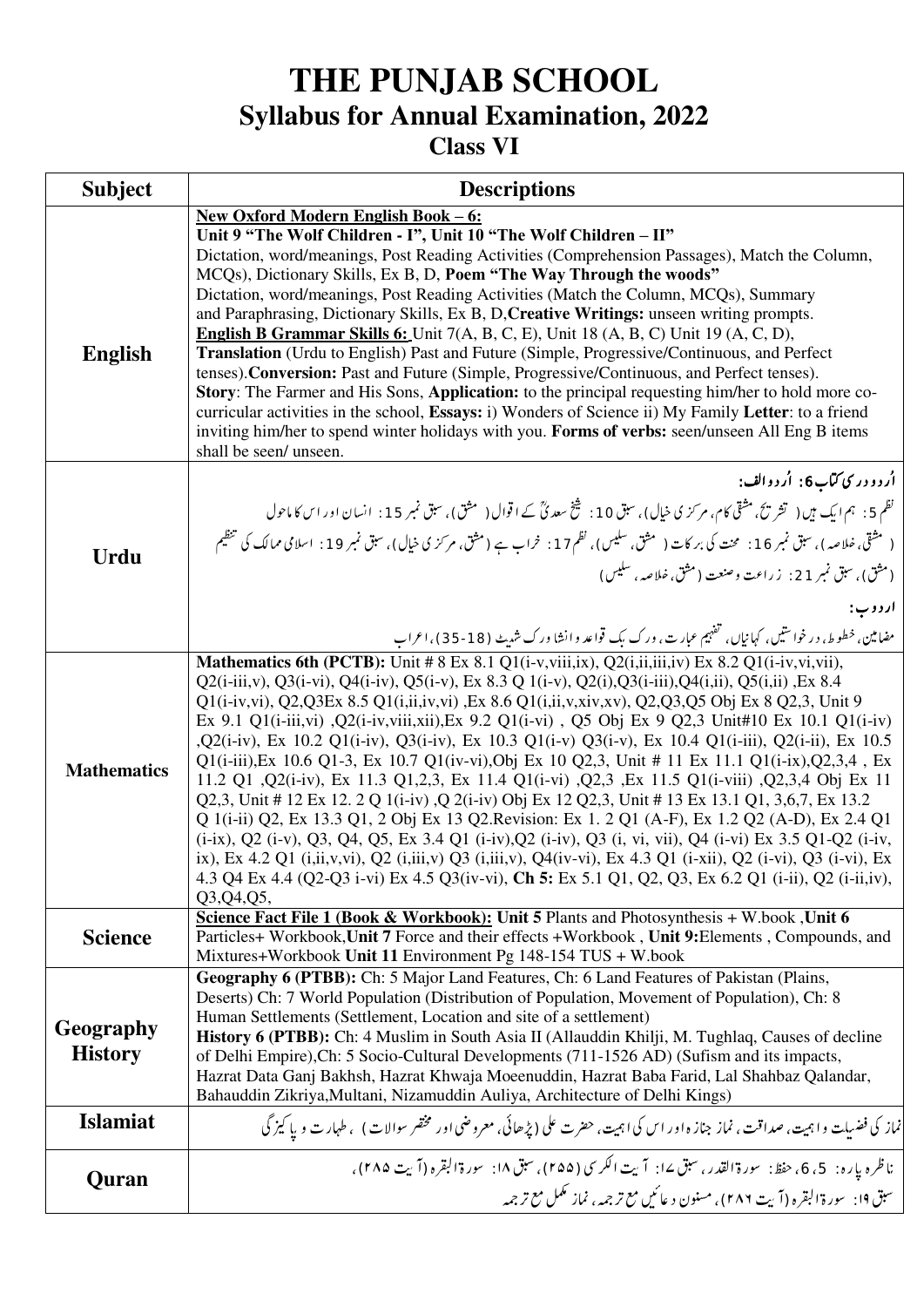# THE PUNJAB SCHOOL

## Syllabus for Annual Examination, 2022

### Class VI

| Subject | Descriptions |
|---|---|
| **English** | **New Oxford Modern English Book – 6:** **Unit 9 "The Wolf Children - I", Unit 10 "The Wolf Children – II"** Dictation, word/meanings, Post Reading Activities (Comprehension Passages), Match the Column, MCQs), Dictionary Skills, Ex B, D, **Poem "The Way Through the woods"** Dictation, word/meanings, Post Reading Activities (Match the Column, MCQs), Summary and Paraphrasing, Dictionary Skills, Ex B, D, **Creative Writings:** unseen writing prompts. **English B Grammar Skills 6:** Unit 7(A, B, C, E), Unit 18 (A, B, C) Unit 19 (A, C, D), **Translation** (Urdu to English) Past and Future (Simple, Progressive/Continuous, and Perfect tenses). **Conversion:** Past and Future (Simple, Progressive/Continuous, and Perfect tenses). **Story**: The Farmer and His Sons, **Application:** to the principal requesting him/her to hold more co-curricular activities in the school, **Essays:** i) Wonders of Science ii) My Family **Letter**: to a friend inviting him/her to spend winter holidays with you. **Forms of verbs:** seen/unseen All Eng B items shall be seen/ unseen. |
| **Urdu** | **اُردو درسی کتاب 6: اُردو الف:** نظم 5: ہم ایک ہیں ( تشریح، مشقی کام، مرکزی خیال)، سبق 10: شیخ سعدیؒ کے اقوال ( مشق)، سبق نمبر 15: انسان اور اس کا ماحول ( مشق، خلاصہ)، سبق نمبر 16: محنت کی برکات ( مشق، سلیس)، نظم 17: خراب ہے (مشق، مرکزی خیال)، سبق نمبر 19: اسلامی ممالک کی تنظیم (مشق)، سبق نمبر 21: زراعت وصنعت (مشق، خلاصہ، سلیس) **اردو ب:** مضامین، خطوط، درخواستیں، کہانیاں، تفہیم عبارت، ورک بک قواعد وانشا ورک شیٹ (18-35)، اعراب |
| **Mathematics** | **Mathematics 6th (PCTB):** Unit # 8 Ex 8.1 Q1(i-v,viii,ix), Q2(i,ii,iii,iv) Ex 8.2 Q1(i-iv,vi,vii), Q2(i-iii,v), Q3(i-vi), Q4(i-iv), Q5(i-v), Ex 8.3 Q 1(i-v), Q2(i),Q3(i-iii),Q4(i,ii), Q5(i,ii) ,Ex 8.4 Q1(i-iv,vi), Q2,Q3Ex 8.5 Q1(i,ii,iv,vi) ,Ex 8.6 Q1(i,ii,v,xiv,xv), Q2,Q3,Q5 Obj Ex 8 Q2,3, Unit 9 Ex 9.1 Q1(i-iii,vi) ,Q2(i-iv,viii,xii),Ex 9.2 Q1(i-vi) , Q5 Obj Ex 9 Q2,3 Unit#10 Ex 10.1 Q1(i-iv) ,Q2(i-iv), Ex 10.2 Q1(i-iv), Q3(i-iv), Ex 10.3 Q1(i-v) Q3(i-v), Ex 10.4 Q1(i-iii), Q2(i-ii), Ex 10.5 Q1(i-iii),Ex 10.6 Q1-3, Ex 10.7 Q1(iv-vi),Obj Ex 10 Q2,3, Unit # 11 Ex 11.1 Q1(i-ix),Q2,3,4 , Ex 11.2 Q1 ,Q2(i-iv), Ex 11.3 Q1,2,3, Ex 11.4 Q1(i-vi) ,Q2,3 ,Ex 11.5 Q1(i-viii) ,Q2,3,4 Obj Ex 11 Q2,3, Unit # 12 Ex 12. 2 Q 1(i-iv) ,Q 2(i-iv) Obj Ex 12 Q2,3, Unit # 13 Ex 13.1 Q1, 3,6,7, Ex 13.2 Q 1(i-ii) Q2, Ex 13.3 Q1, 2 Obj Ex 13 Q2.Revision: Ex 1. 2 Q1 (A-F), Ex 1.2 Q2 (A-D), Ex 2.4 Q1 (i-ix), Q2 (i-v), Q3, Q4, Q5, Ex 3.4 Q1 (i-iv),Q2 (i-iv), Q3 (i, vi, vii), Q4 (i-vi) Ex 3.5 Q1-Q2 (i-iv, ix), Ex 4.2 Q1 (i,ii,v,vi), Q2 (i,iii,v) Q3 (i,iii,v), Q4(iv-vi), Ex 4.3 Q1 (i-xii), Q2 (i-vi), Q3 (i-vi), Ex 4.3 Q4 Ex 4.4 (Q2-Q3 i-vi) Ex 4.5 Q3(iv-vi), **Ch 5:** Ex 5.1 Q1, Q2, Q3, Ex 6.2 Q1 (i-ii), Q2 (i-ii,iv), Q3,Q4,Q5, |
| **Science** | **Science Fact File 1 (Book & Workbook): Unit 5** Plants and Photosynthesis + W.book ,**Unit 6** Particles+ Workbook,**Unit 7** Force and their effects +Workbook , **Unit 9:**Elements , Compounds, and Mixtures+Workbook **Unit 11** Environment Pg 148-154 TUS + W.book |
| **Geography History** | **Geography 6 (PTBB):** Ch: 5 Major Land Features, Ch: 6 Land Features of Pakistan (Plains, Deserts) Ch: 7 World Population (Distribution of Population, Movement of Population), Ch: 8 Human Settlements (Settlement, Location and site of a settlement) **History 6 (PTBB):** Ch: 4 Muslim in South Asia II (Allauddin Khilji, M. Tughlaq, Causes of decline of Delhi Empire),Ch: 5 Socio-Cultural Developments (711-1526 AD) (Sufism and its impacts, Hazrat Data Ganj Bakhsh, Hazrat Khwaja Moeenuddin, Hazrat Baba Farid, Lal Shahbaz Qalandar, Bahauddin Zikriya,Multani, Nizamuddin Auliya, Architecture of Delhi Kings) |
| **Islamiat** | نماز کی فضیلت و اہمیت، صداقت، نماز جنازہ اور اس کی اہمیت، حضرت علیؓ (پڑھائی، معروضی اور مختصر سوالات) ، طہارت و پاکیزگی |
| **Quran** | ناظرہ پارہ: 5، 6، حفظ: سورۃ القدر، سبق ۱۷: آیت الکرسی (۲۵۵)، سبق ۱۸: سورۃ البقرہ (آیت ۲۸۵)، سبق ۱۹: سورۃ البقرہ (آیت ۲۸۶)، مسنون دعائیں مع ترجمہ، نماز مکمل مع ترجمہ |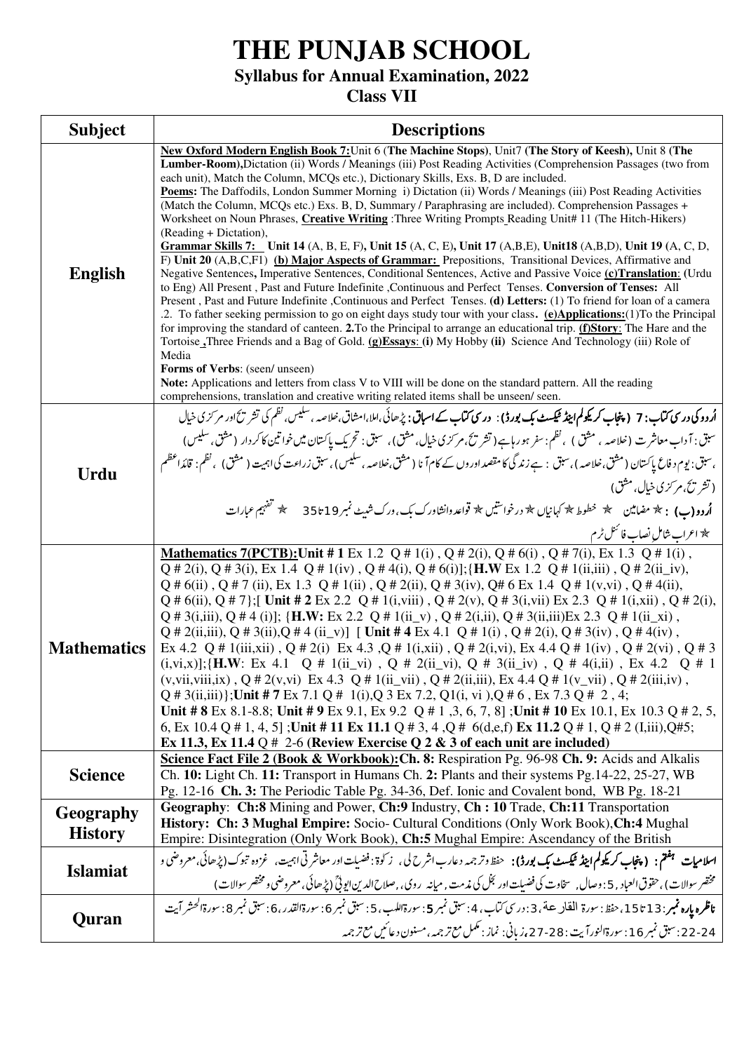# THE PUNJAB SCHOOL

## Syllabus for Annual Examination, 2022

## Class VII

| Subject | Descriptions |
|---|---|
| **English** | **New Oxford Modern English Book 7:** Unit 6 (**The Machine Stops**), Unit7 **(The Story of Keesh),** Unit 8 **(The Lumber-Room),** Dictation (ii) Words / Meanings (iii) Post Reading Activities (Comprehension Passages (two from each unit), Match the Column, MCQs etc.), Dictionary Skills, Exs. B, D are included. **Poems:** The Daffodils, London Summer Morning i) Dictation (ii) Words / Meanings (iii) Post Reading Activities (Match the Column, MCQs etc.) Exs. B, D, Summary / Paraphrasing are included). Comprehension Passages + Worksheet on Noun Phrases, **Creative Writing** :Three Writing Prompts Reading Unit# 11 (The Hitch-Hikers) (Reading + Dictation), **Grammar Skills 7: Unit 14** (A, B, E, F)**, Unit 15** (A, C, E)**, Unit 17** (A,B,E), **Unit18** (A,B,D), **Unit 19** (A, C, D, F) **Unit 20** (A,B,C,F1) **(b) Major Aspects of Grammar:** Prepositions, Transitional Devices, Affirmative and Negative Sentences**,** Imperative Sentences, Conditional Sentences, Active and Passive Voice **(c)Translation**: (Urdu to Eng) All Present , Past and Future Indefinite ,Continuous and Perfect Tenses. **Conversion of Tenses:** All Present , Past and Future Indefinite ,Continuous and Perfect Tenses. **(d) Letters:** (1) To friend for loan of a camera .2. To father seeking permission to go on eight days study tour with your class**. (e)Applications:**(1)To the Principal for improving the standard of canteen. **2.**To the Principal to arrange an educational trip. **(f)Story**: The Hare and the Tortoise **,**Three Friends and a Bag of Gold. **(g)Essays**: **(i)** My Hobby **(ii)** Science And Technology (iii) Role of Media<br>**Forms of Verbs**: (seen/ unseen)<br>**Note:** Applications and letters from class V to VIII will be done on the standard pattern. All the reading comprehensions, translation and creative writing related items shall be unseen/ seen. |
| **Urdu** | **اُردو کی درسی کتاب: 7 (پنجاب کریکولم اینڈ ٹیکسٹ بک بورڈ): درسی کتاب کے اسباق:** پڑھائی، املا، اشتاق، خلاصہ، سلیس، نظم کی تشریح اور مرکزی خیال سبق: آدابِ معاشرت (خلاصہ ، مشق) ، نظم: سفر ہو رہا ہے (تشریح، مرکزی خیال، مشق) ، سبق: تحریک پاکستان میں خواتین کا کردار (مشق، سلیس) ، سبق: یوم دفاع پاکستان (مشق، خلاصہ) ، سبق : ہے زندگی کا مقصد اوروں کے کام آنا (مشق، خلاصہ ، سلیس) ، سبق زراعت کی اہمیت (مشق) ، نظم: قائدِ اعظم (تشریح، مرکزی خیال، مشق)<br>**اُردو (ب) :** ★ مضامین ★ خطوط ★ کہانیاں ★ درخواستیں ★ قواعد وانشاء ورک بک، ورک شیٹ نمبر 19 تا 35 ★ تفہیم عبارات<br>★ اعراب شاملِ نصاب فائنل ٹرم |
| **Mathematics** | **Mathematics 7(PCTB):Unit # 1** Ex 1.2 Q # 1(i) , Q # 2(i), Q # 6(i) , Q # 7(i), Ex 1.3 Q # 1(i) , Q # 2(i), Q # 3(i), Ex 1.4 Q # 1(iv) , Q # 4(i), Q # 6(i)];{**H.W** Ex 1.2 Q # 1(ii,iii) , Q # 2(ii_iv), Q # 6(ii) , Q # 7 (ii), Ex 1.3 Q # 1(ii) , Q # 2(ii), Q # 3(iv), Q# 6 Ex 1.4 Q # 1(v,vi) , Q # 4(ii), Q # 6(ii), Q # 7};[ **Unit # 2** Ex 2.2 Q # 1(i,viii) , Q # 2(v), Q # 3(i,vii) Ex 2.3 Q # 1(i,xii) , Q # 2(i), Q # 3(i,iii), Q # 4 (i)]; {**H.W:** Ex 2.2 Q # 1(ii_v) , Q # 2(i,ii), Q # 3(ii,iii)Ex 2.3 Q # 1(ii_xi) , Q # 2(ii,iii), Q # 3(ii),Q # 4 (ii_v)] [ **Unit # 4** Ex 4.1 Q # 1(i) , Q # 2(i), Q # 3(iv) , Q # 4(iv) , Ex 4.2 Q # 1(iii,xii) , Q # 2(i) Ex 4.3 ,Q # 1(i,xii) , Q # 2(i,vi), Ex 4.4 Q # 1(iv) , Q # 2(vi) , Q # 3 (i,vi,x)];{**H.W**: Ex 4.1 Q # 1(ii_vi) , Q # 2(ii_vi), Q # 3(ii_iv) , Q # 4(i,ii) , Ex 4.2 Q # 1 (v,vii,viii,ix) , Q # 2(v,vi) Ex 4.3 Q # 1(ii_vii) , Q # 2(ii,iii), Ex 4.4 Q # 1(v_vii) , Q # 2(iii,iv) , Q # 3(ii,iii)};**Unit # 7** Ex 7.1 Q # 1(i),Q 3 Ex 7.2, Q1(i, vi ),Q # 6 , Ex 7.3 Q # 2 , 4; **Unit # 8** Ex 8.1-8.8; **Unit # 9** Ex 9.1, Ex 9.2 Q # 1 ,3, 6, 7, 8] ;**Unit # 10** Ex 10.1, Ex 10.3 Q # 2, 5, 6, Ex 10.4 Q # 1, 4, 5] ;**Unit # 11 Ex 11.1** Q # 3, 4 ,Q # 6(d,e,f) **Ex 11.2** Q # 1, Q # 2 (I,iii),Q#5; **Ex 11.3, Ex 11.4** Q # 2-6 **(Review Exercise Q 2 & 3 of each unit are included)** |
| **Science** | **Science Fact File 2 (Book & Workbook):Ch. 8:** Respiration Pg. 96-98 **Ch. 9:** Acids and Alkalis Ch. **10:** Light Ch. **11:** Transport in Humans Ch. **2:** Plants and their systems Pg.14-22, 25-27, WB Pg. 12-16 **Ch. 3:** The Periodic Table Pg. 34-36, Def. Ionic and Covalent bond, WB Pg. 18-21 |
| **Geography History** | **Geography**: **Ch:8** Mining and Power, **Ch:9** Industry, **Ch : 10** Trade, **Ch:11** Transportation<br>**History: Ch: 3 Mughal Empire:** Socio- Cultural Conditions (Only Work Book),**Ch:4** Mughal Empire: Disintegration (Only Work Book), **Ch:5** Mughal Empire: Ascendancy of the British |
| **Islamiat** | **اسلامیات ہفتم : (پنجاب کریکولم اینڈ ٹیکسٹ بک بورڈ):** حفظ و ترجمہ دعا رب اشرح لی، زکوۃ: فضیلت اور معاشرتی اہمیت، غزوہ تبوک (پڑھائی، معروضی و مختصر سوالات)، حقوق العباد ,5: وصال, سخاوت کی فضیلت اور بخل کی مذمت , میانہ روی، صلاح الدین ایوبیؒ (پڑھائی، معروضی و مختصر سوالات) |
| **Quran** | **ناظرہ پارہ نمبر**: 13 تا 15، حفظ: سورۃ القارعۃ، 3: درسی کتاب، 4: سبق نمبر 5: سورۃ اللہب، 5: سبق نمبر 6: سورۃ القدر، 6: سبق نمبر 8: سورۃ الحشر آیت 22-24: سبق نمبر 16: سورۃ النور آیت: 27-28، زبانی: نماز: مکمل مع ترجمہ، مسنون دعائیں مع ترجمہ |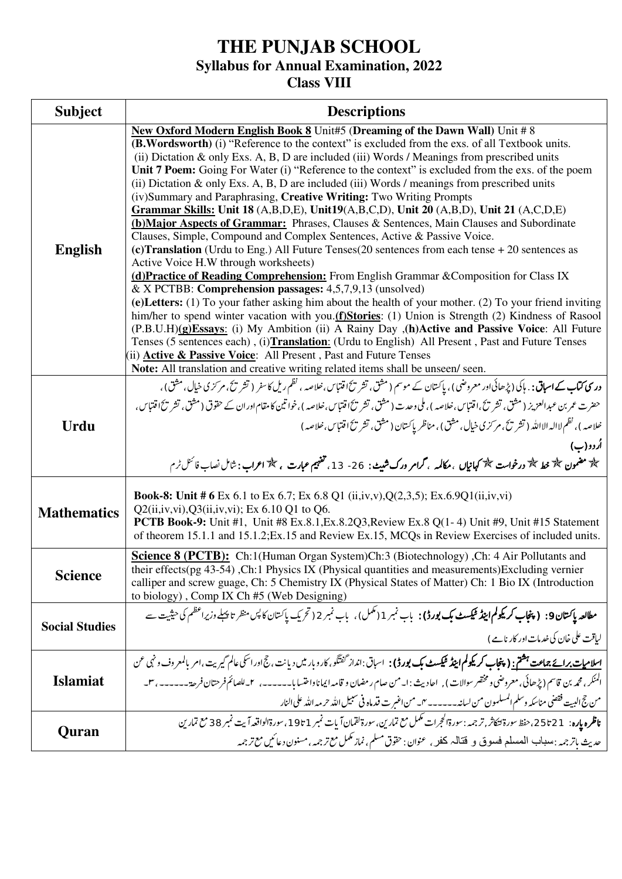# THE PUNJAB SCHOOL

## Syllabus for Annual Examination, 2022

## Class VIII

| Subject | Descriptions |
|---|---|
| **English** | **New Oxford Modern English Book 8** Unit#5 (**Dreaming of the Dawn Wall**) Unit # 8 **(B.Wordsworth)** (i) "Reference to the context" is excluded from the exs. of all Textbook units. (ii) Dictation & only Exs. A, B, D are included (iii) Words / Meanings from prescribed units **Unit 7 Poem:** Going For Water (i) "Reference to the context" is excluded from the exs. of the poem (ii) Dictation & only Exs. A, B, D are included (iii) Words / meanings from prescribed units (iv)Summary and Paraphrasing, **Creative Writing:** Two Writing Prompts **Grammar Skills: Unit 18** (A,B,D,E), **Unit19**(A,B,C,D), **Unit 20** (A,B,D), **Unit 21** (A,C,D,E) **(b)Major Aspects of Grammar:** Phrases, Clauses & Sentences, Main Clauses and Subordinate Clauses, Simple, Compound and Complex Sentences, Active & Passive Voice. **(c)Translation** (Urdu to Eng.) All Future Tenses(20 sentences from each tense + 20 sentences as Active Voice H.W through worksheets) **(d)Practice of Reading Comprehension:** From English Grammar &Composition for Class IX & X PCTBB: **Comprehension passages:** 4,5,7,9,13 (unsolved) **(e)Letters:** (1) To your father asking him about the health of your mother. (2) To your friend inviting him/her to spend winter vacation with you.**(f)Stories**: (1) Union is Strength (2) Kindness of Rasool (P.B.U.H)**(g)Essays**: (i) My Ambition (ii) A Rainy Day ,**(h)Active and Passive Voice**: All Future Tenses (5 sentences each) , (i)**Translation**: (Urdu to English) All Present , Past and Future Tenses (ii) **Active & Passive Voice**: All Present , Past and Future Tenses **Note:** All translation and creative writing related items shall be unseen/ seen. |
| **Urdu** | **درسی کتاب کے اسباق:** ہاکی (پڑھائی اور معروضی)، پاکستان کے موسم (مشق، تشریح اقتباس، خلاصہ، نظم ریل کا سفر (تشریح، مرکزی خیال، مشق)، حضرت عمر بن عبدالعزیز (مشق، تشریح، اقتباس، خلاصہ)، ملی وحدت (مشق، تشریح اقتباس، خلاصہ)، خواتین کا مقام اور ان کے حقوق (مشق، تشریح اقتباس، خلاصہ)، نظم لا الہ الا اللہ (تشریح، مرکزی خیال، مشق)، مناظر پاکستان (مشق، تشریح اقتباس، خلاصہ) **اُردو (ب)** ☆ **مضمون** ☆ **خط** ☆ **درخواست** ☆ **کہانیاں** ، **مکالمہ** ، **گرامر ورک شیٹ: 26- 13**، **تفہیم عبارت** ، ☆ **اعراب:** شامل نصاب فائنل ٹرم |
| **Mathematics** | **Book-8: Unit # 6** Ex 6.1 to Ex 6.7; Ex 6.8 Q1 (ii,iv,v),Q(2,3,5); Ex.6.9Q1(ii,iv,vi) Q2(ii,iv,vi),Q3(ii,iv,vi); Ex 6.10 Q1 to Q6. **PCTB Book-9:** Unit #1, Unit #8 Ex.8.1,Ex.8.2Q3,Review Ex.8 Q(1- 4) Unit #9, Unit #15 Statement of theorem 15.1.1 and 15.1.2;Ex.15 and Review Ex.15, MCQs in Review Exercises of included units. |
| **Science** | **Science 8 (PCTB):** Ch:1(Human Organ System)Ch:3 (Biotechnology) ,Ch: 4 Air Pollutants and their effects(pg 43-54) ,Ch:1 Physics IX (Physical quantities and measurements)Excluding vernier calliper and screw guage, Ch: 5 Chemistry IX (Physical States of Matter) Ch: 1 Bio IX (Introduction to biology) , Comp IX Ch #5 (Web Designing) |
| **Social Studies** | **مطالعہ پاکستان 9: (پنجاب کریکولم اینڈ ٹیکسٹ بک بورڈ):** باب نمبر 1 (مکمل)، باب نمبر 2 (تحریک پاکستان کا پس منظر تا پہلے وزیراعظم کی حیثیت سے لیاقت علی خان کی خدمات اور کارنامے) |
| **Islamiat** | **اسلامیات برائے جماعت ہشتم: (پنجاب کریکولم اینڈ ٹیکسٹ بک بورڈ):** اسباق: انداز گفتگو، کاروبار میں دیانت، حج اور اسکی عالم گیریت، امر بالمعروف و نہی عن المنکر، محمد بن قاسم (پڑھائی، معروضی و مختصر سوالات)، احادیث: ۱۔ من صام رمضان و قامہ ایمانا واحتسابا۔۔۔۔۔، ۲۔ للصائم فرحتان فرحۃ۔۔۔۔۔، ۳۔ من حج البیت فقضی مناسکہ وسلم المسلمون من لسانہ۔۔۔۔۔۔ ۴۔ من اغبرت قدماہ فی سبیل اللہ حرمہ اللہ علی النار |
| **Quran** | **ناظرہ پارہ:** 21 تا 25، حفظ سورۃ التکاثر، ترجمہ: سورۃ الحجرات مکمل مع تمارین، سورۃ لقمان آیات نمبر 1 تا 19، سورۃ الواقعہ آیت نمبر 38 مع تمارین حدیث باترجمہ: سباب المسلم فسوق و قتالہ کفر، عنوان: حقوق مسلم، نماز مکمل مع ترجمہ، مسنون دعائیں مع ترجمہ |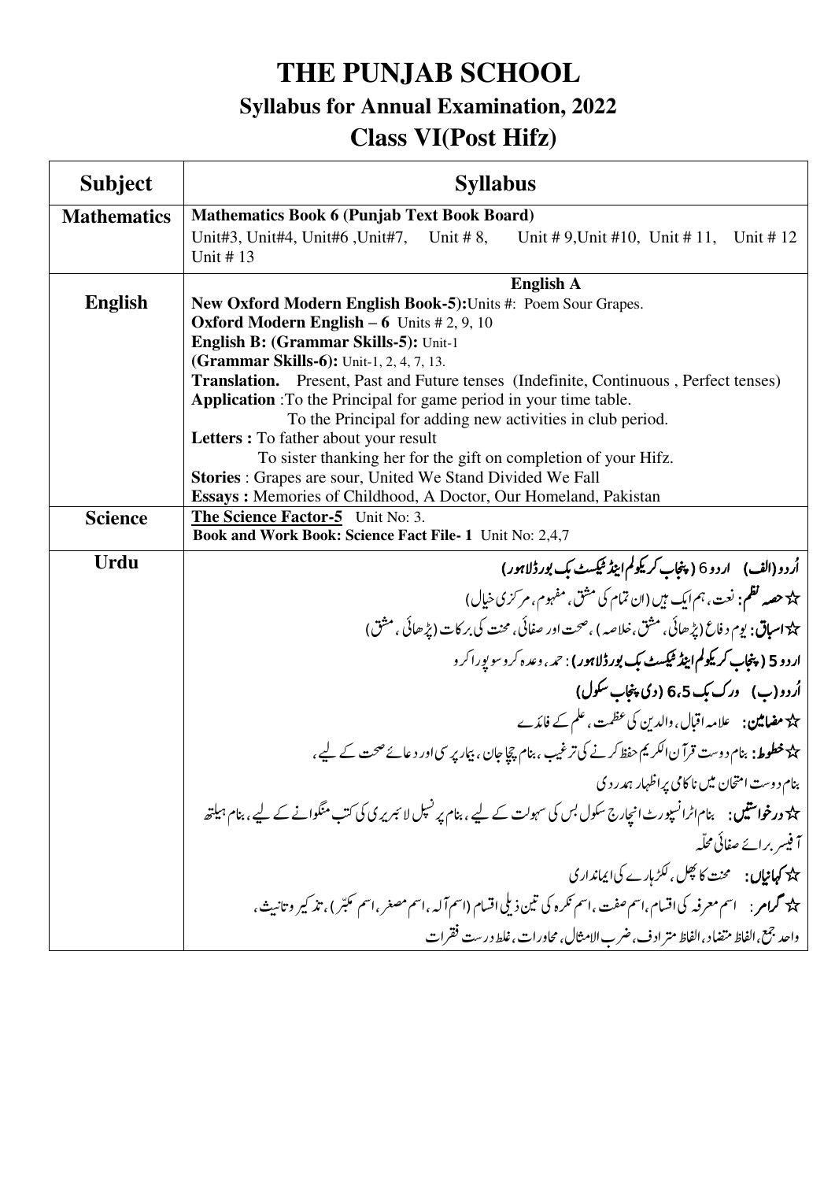# THE PUNJAB SCHOOL

## Syllabus for Annual Examination, 2022

## Class VI(Post Hifz)

| Subject | Syllabus |
|---|---|
| **Mathematics** | **Mathematics Book 6 (Punjab Text Book Board)**<br>Unit#3, Unit#4, Unit#6 ,Unit#7, Unit # 8, Unit # 9,Unit #10, Unit # 11, Unit # 12 Unit # 13 |
| **English** | **English A**<br>**New Oxford Modern English Book-5):**Units #: Poem Sour Grapes.<br>**Oxford Modern English – 6** Units # 2, 9, 10<br>**English B: (Grammar Skills-5):** Unit-1<br>**(Grammar Skills-6):** Unit-1, 2, 4, 7, 13.<br>**Translation.** Present, Past and Future tenses (Indefinite, Continuous , Perfect tenses)<br>**Application** :To the Principal for game period in your time table.<br>To the Principal for adding new activities in club period.<br>**Letters :** To father about your result<br>To sister thanking her for the gift on completion of your Hifz.<br>**Stories** : Grapes are sour, United We Stand Divided We Fall<br>**Essays :** Memories of Childhood, A Doctor, Our Homeland, Pakistan |
| **Science** | **The Science Factor-5** Unit No: 3.<br>**Book and Work Book: Science Fact File- 1** Unit No: 2,4,7 |
| **Urdu** | **اُردو (الف) اردو 6 (پنجاب کریکولم اینڈ ٹیکسٹ بک بورڈ لاہور)**<br>☆**حصہ نظم:** نعت، ہم ایک ہیں (ان تمام کی مشق، مفہوم، مرکزی خیال)<br>☆**اسباق:** یوم دفاع (پڑھائی، مشق، خلاصہ)، صحت اور صفائی، محنت کی برکات (پڑھائی، مشق)<br>**اردو 5 (پنجاب کریکولم اینڈ ٹیکسٹ بک بورڈ لاہور):** حمد، وعدہ کرو سو پورا کرو<br>**اُردو (ب) ورک بک 6،5 (دی پنجاب سکول)**<br>☆**مضامین:** علامہ اقبال، والدین کی عظمت، علم کے فائدے<br>☆**خطوط:** بنام دوست قرآن الکریم حفظ کرنے کی ترغیب، بنام چچا جان، بیمار پرسی اور دعائے صحت کے لیے، بنام دوست امتحان میں ناکامی پر اظہار ہمدردی<br>☆**درخواستیں:** بنام ٹرانسپورٹ انچارج سکول بس کی سہولت کے لیے، بنام پرنسپل لائبریری کی کتب منگوانے کے لیے، بنام ہیلتھ آفیسر برائے صفائی محلّہ<br>☆**کہانیاں:** محنت کا پھل، لکڑہارے کی ایمانداری<br>☆**گرامر:** اسم معرفہ کی اقسام، اسم صفت، اسم نکرہ کی تین ذیلی اقسام (اسم آلہ، اسم مصغر، اسم مکبّر)، تذکیر و تانیث، واحد جمع، الفاظ متضاد، الفاظ مترادف، ضرب الامثال، محاورات، غلط درست فقرات |